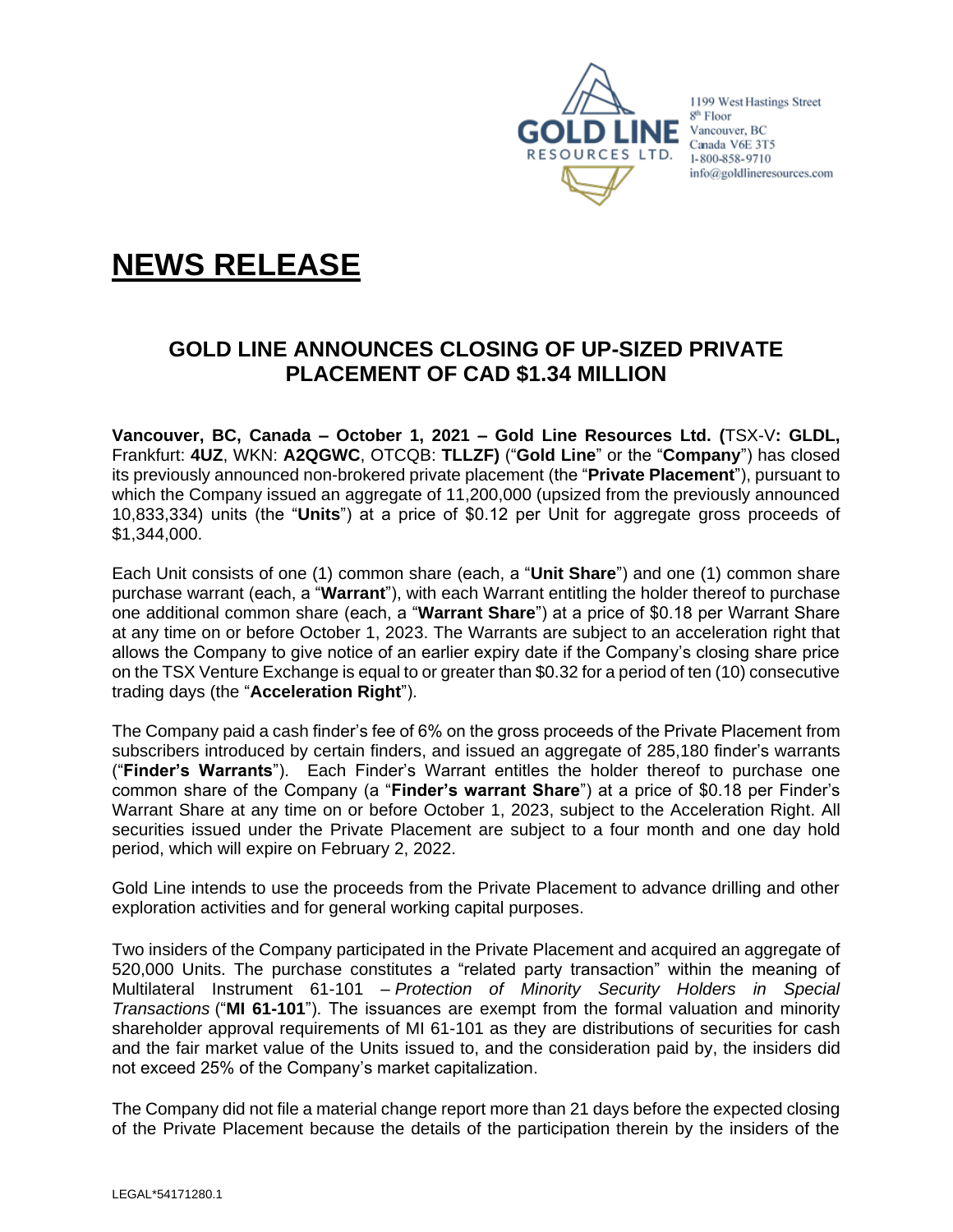GOLD LINE RESOURCES LTD.

1199 West Hastings Street
8th Floor
Vancouver, BC
Canada V6E 3T5
1-800-858-9710
info@goldlineresources.com

# NEWS RELEASE

## GOLD LINE ANNOUNCES CLOSING OF UP-SIZED PRIVATE PLACEMENT OF CAD $1.34 MILLION

**Vancouver, BC, Canada – October 1, 2021 – Gold Line Resources Ltd. (**TSX-V**: GLDL,** Frankfurt: **4UZ**, WKN: **A2QGWC**, OTCQB: **TLLZF)** ("**Gold Line**" or the "**Company**") has closed its previously announced non-brokered private placement (the "**Private Placement**"), pursuant to which the Company issued an aggregate of 11,200,000 (upsized from the previously announced 10,833,334) units (the "**Units**") at a price of $0.12 per Unit for aggregate gross proceeds of $1,344,000.

Each Unit consists of one (1) common share (each, a "**Unit Share**") and one (1) common share purchase warrant (each, a "**Warrant**"), with each Warrant entitling the holder thereof to purchase one additional common share (each, a "**Warrant Share**") at a price of $0.18 per Warrant Share at any time on or before October 1, 2023. The Warrants are subject to an acceleration right that allows the Company to give notice of an earlier expiry date if the Company's closing share price on the TSX Venture Exchange is equal to or greater than $0.32 for a period of ten (10) consecutive trading days (the "**Acceleration Right**").

The Company paid a cash finder's fee of 6% on the gross proceeds of the Private Placement from subscribers introduced by certain finders, and issued an aggregate of 285,180 finder's warrants ("**Finder's Warrants**"). Each Finder's Warrant entitles the holder thereof to purchase one common share of the Company (a "**Finder's warrant Share**") at a price of $0.18 per Finder's Warrant Share at any time on or before October 1, 2023, subject to the Acceleration Right. All securities issued under the Private Placement are subject to a four month and one day hold period, which will expire on February 2, 2022.

Gold Line intends to use the proceeds from the Private Placement to advance drilling and other exploration activities and for general working capital purposes.

Two insiders of the Company participated in the Private Placement and acquired an aggregate of 520,000 Units. The purchase constitutes a "related party transaction" within the meaning of Multilateral Instrument 61-101 – *Protection of Minority Security Holders in Special Transactions* ("**MI 61-101**"). The issuances are exempt from the formal valuation and minority shareholder approval requirements of MI 61-101 as they are distributions of securities for cash and the fair market value of the Units issued to, and the consideration paid by, the insiders did not exceed 25% of the Company's market capitalization.

The Company did not file a material change report more than 21 days before the expected closing of the Private Placement because the details of the participation therein by the insiders of the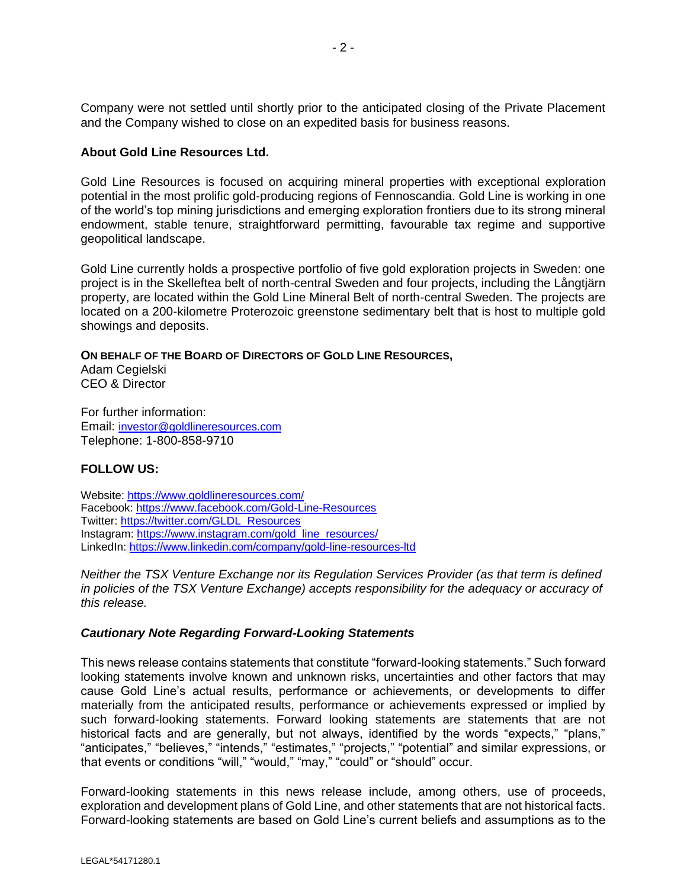Company were not settled until shortly prior to the anticipated closing of the Private Placement and the Company wished to close on an expedited basis for business reasons.

**About Gold Line Resources Ltd.**

Gold Line Resources is focused on acquiring mineral properties with exceptional exploration potential in the most prolific gold-producing regions of Fennoscandia. Gold Line is working in one of the world's top mining jurisdictions and emerging exploration frontiers due to its strong mineral endowment, stable tenure, straightforward permitting, favourable tax regime and supportive geopolitical landscape.

Gold Line currently holds a prospective portfolio of five gold exploration projects in Sweden: one project is in the Skelleftea belt of north-central Sweden and four projects, including the Långtjärn property, are located within the Gold Line Mineral Belt of north-central Sweden. The projects are located on a 200-kilometre Proterozoic greenstone sedimentary belt that is host to multiple gold showings and deposits.

**ON BEHALF OF THE BOARD OF DIRECTORS OF GOLD LINE RESOURCES,**
Adam Cegielski
CEO & Director

For further information:
Email: investor@goldlineresources.com
Telephone: 1-800-858-9710

**FOLLOW US:**

Website: https://www.goldlineresources.com/
Facebook: https://www.facebook.com/Gold-Line-Resources
Twitter: https://twitter.com/GLDL_Resources
Instagram: https://www.instagram.com/gold_line_resources/
LinkedIn: https://www.linkedin.com/company/gold-line-resources-ltd

*Neither the TSX Venture Exchange nor its Regulation Services Provider (as that term is defined in policies of the TSX Venture Exchange) accepts responsibility for the adequacy or accuracy of this release.*

***Cautionary Note Regarding Forward-Looking Statements***

This news release contains statements that constitute "forward-looking statements." Such forward looking statements involve known and unknown risks, uncertainties and other factors that may cause Gold Line's actual results, performance or achievements, or developments to differ materially from the anticipated results, performance or achievements expressed or implied by such forward-looking statements. Forward looking statements are statements that are not historical facts and are generally, but not always, identified by the words "expects," "plans," "anticipates," "believes," "intends," "estimates," "projects," "potential" and similar expressions, or that events or conditions "will," "would," "may," "could" or "should" occur.

Forward-looking statements in this news release include, among others, use of proceeds, exploration and development plans of Gold Line, and other statements that are not historical facts. Forward-looking statements are based on Gold Line's current beliefs and assumptions as to the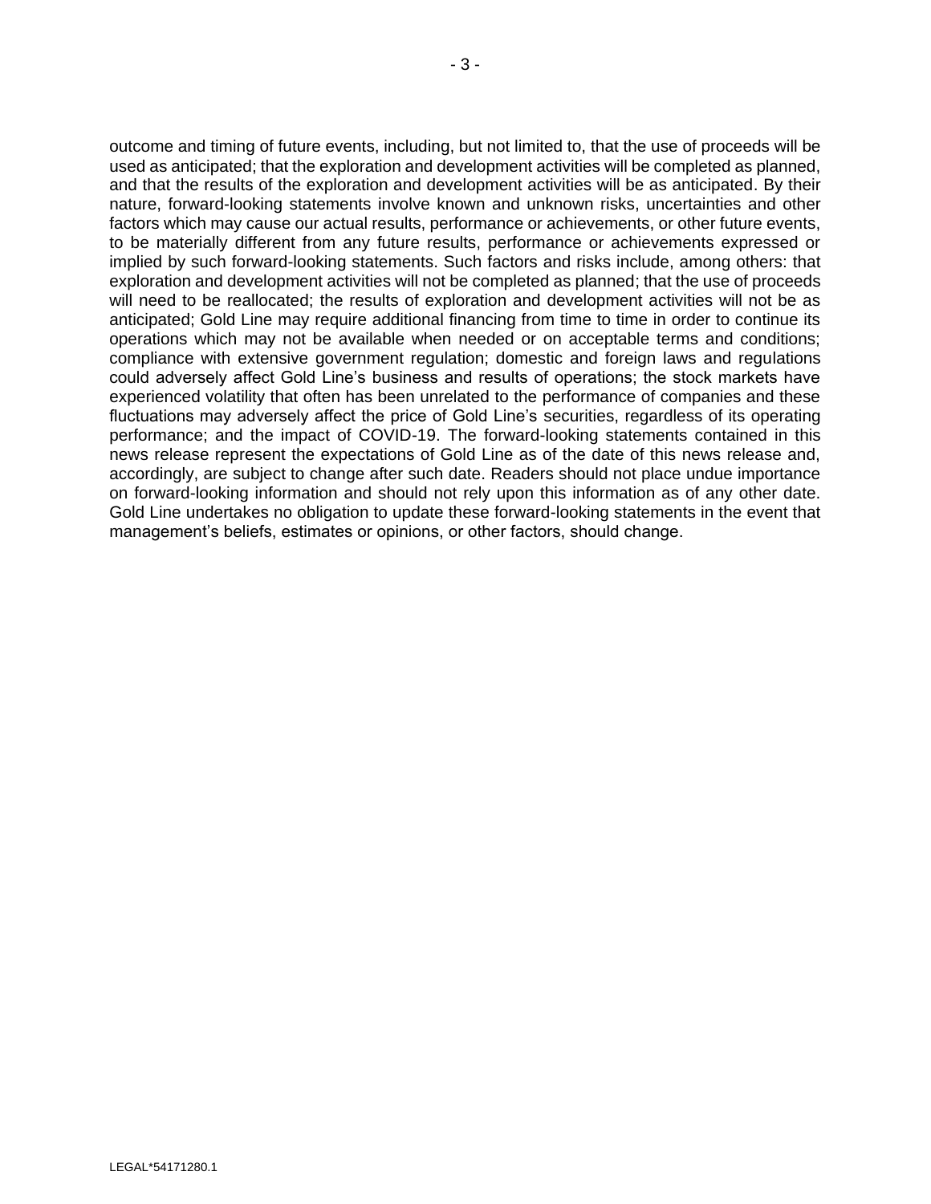outcome and timing of future events, including, but not limited to, that the use of proceeds will be used as anticipated; that the exploration and development activities will be completed as planned, and that the results of the exploration and development activities will be as anticipated. By their nature, forward-looking statements involve known and unknown risks, uncertainties and other factors which may cause our actual results, performance or achievements, or other future events, to be materially different from any future results, performance or achievements expressed or implied by such forward-looking statements. Such factors and risks include, among others: that exploration and development activities will not be completed as planned; that the use of proceeds will need to be reallocated; the results of exploration and development activities will not be as anticipated; Gold Line may require additional financing from time to time in order to continue its operations which may not be available when needed or on acceptable terms and conditions; compliance with extensive government regulation; domestic and foreign laws and regulations could adversely affect Gold Line's business and results of operations; the stock markets have experienced volatility that often has been unrelated to the performance of companies and these fluctuations may adversely affect the price of Gold Line's securities, regardless of its operating performance; and the impact of COVID-19. The forward-looking statements contained in this news release represent the expectations of Gold Line as of the date of this news release and, accordingly, are subject to change after such date. Readers should not place undue importance on forward-looking information and should not rely upon this information as of any other date. Gold Line undertakes no obligation to update these forward-looking statements in the event that management's beliefs, estimates or opinions, or other factors, should change.